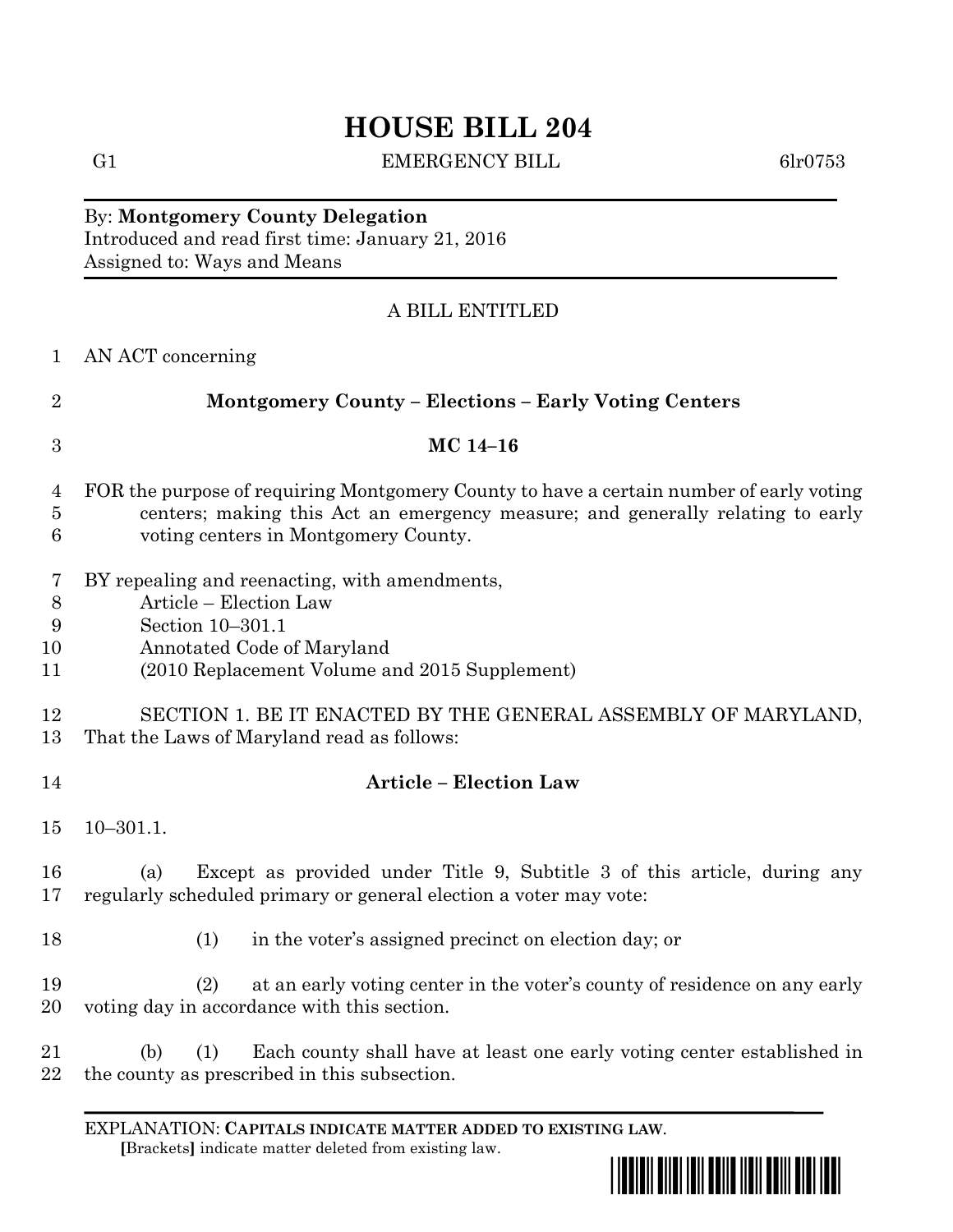# HOUSE BILL 204

G1 EMERGENCY BILL 6lr0753

By: **Montgomery County Delegation**
Introduced and read first time: January 21, 2016
Assigned to: Ways and Means

A BILL ENTITLED

AN ACT concerning

**Montgomery County – Elections – Early Voting Centers**

**MC 14–16**

FOR the purpose of requiring Montgomery County to have a certain number of early voting centers; making this Act an emergency measure; and generally relating to early voting centers in Montgomery County.

BY repealing and reenacting, with amendments,
Article – Election Law
Section 10–301.1
Annotated Code of Maryland
(2010 Replacement Volume and 2015 Supplement)

SECTION 1. BE IT ENACTED BY THE GENERAL ASSEMBLY OF MARYLAND, That the Laws of Maryland read as follows:

**Article – Election Law**

10–301.1.

(a) Except as provided under Title 9, Subtitle 3 of this article, during any regularly scheduled primary or general election a voter may vote:

(1) in the voter's assigned precinct on election day; or

(2) at an early voting center in the voter's county of residence on any early voting day in accordance with this section.

(b) (1) Each county shall have at least one early voting center established in the county as prescribed in this subsection.

EXPLANATION: **CAPITALS INDICATE MATTER ADDED TO EXISTING LAW.**
**[**Brackets**]** indicate matter deleted from existing law.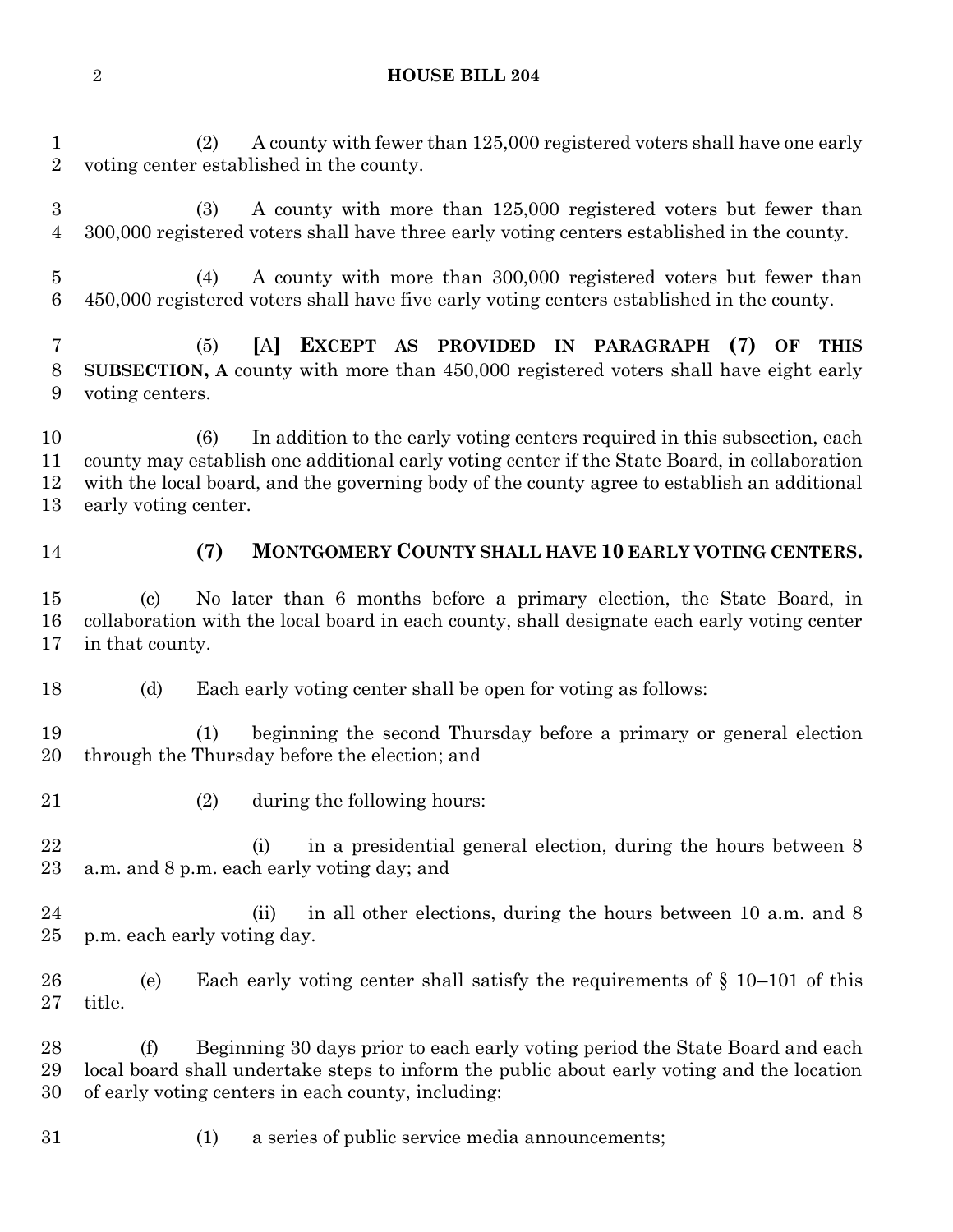(2) A county with fewer than 125,000 registered voters shall have one early voting center established in the county.

(3) A county with more than 125,000 registered voters but fewer than 300,000 registered voters shall have three early voting centers established in the county.

(4) A county with more than 300,000 registered voters but fewer than 450,000 registered voters shall have five early voting centers established in the county.

(5) [A] **EXCEPT AS PROVIDED IN PARAGRAPH (7) OF THIS SUBSECTION, A** county with more than 450,000 registered voters shall have eight early voting centers.

(6) In addition to the early voting centers required in this subsection, each county may establish one additional early voting center if the State Board, in collaboration with the local board, and the governing body of the county agree to establish an additional early voting center.

**(7) MONTGOMERY COUNTY SHALL HAVE 10 EARLY VOTING CENTERS.**

(c) No later than 6 months before a primary election, the State Board, in collaboration with the local board in each county, shall designate each early voting center in that county.

(d) Each early voting center shall be open for voting as follows:

(1) beginning the second Thursday before a primary or general election through the Thursday before the election; and

(2) during the following hours:

(i) in a presidential general election, during the hours between 8 a.m. and 8 p.m. each early voting day; and

(ii) in all other elections, during the hours between 10 a.m. and 8 p.m. each early voting day.

(e) Each early voting center shall satisfy the requirements of § 10–101 of this title.

(f) Beginning 30 days prior to each early voting period the State Board and each local board shall undertake steps to inform the public about early voting and the location of early voting centers in each county, including:

(1) a series of public service media announcements;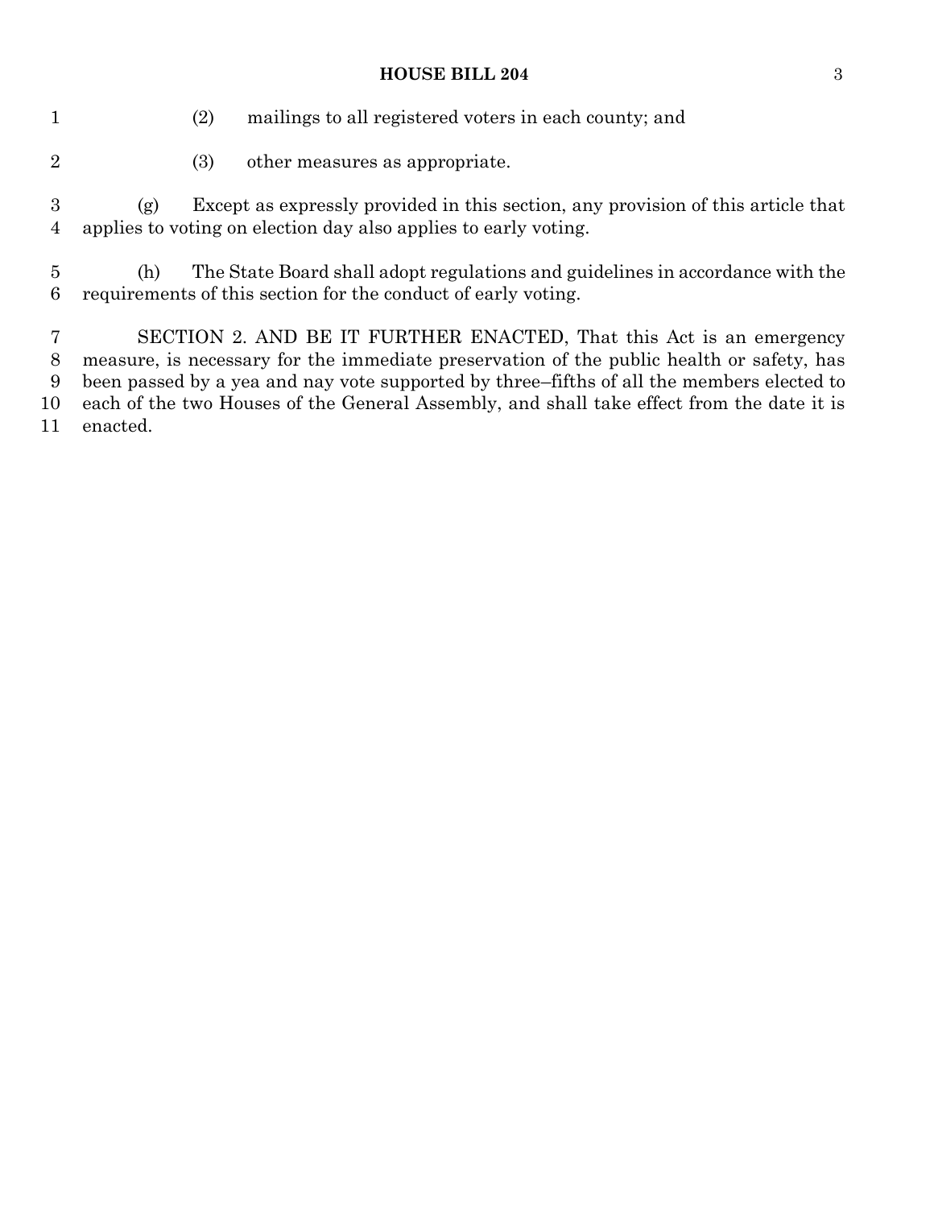(2) mailings to all registered voters in each county; and

(3) other measures as appropriate.

(g) Except as expressly provided in this section, any provision of this article that applies to voting on election day also applies to early voting.

(h) The State Board shall adopt regulations and guidelines in accordance with the requirements of this section for the conduct of early voting.

SECTION 2. AND BE IT FURTHER ENACTED, That this Act is an emergency measure, is necessary for the immediate preservation of the public health or safety, has been passed by a yea and nay vote supported by three–fifths of all the members elected to each of the two Houses of the General Assembly, and shall take effect from the date it is enacted.